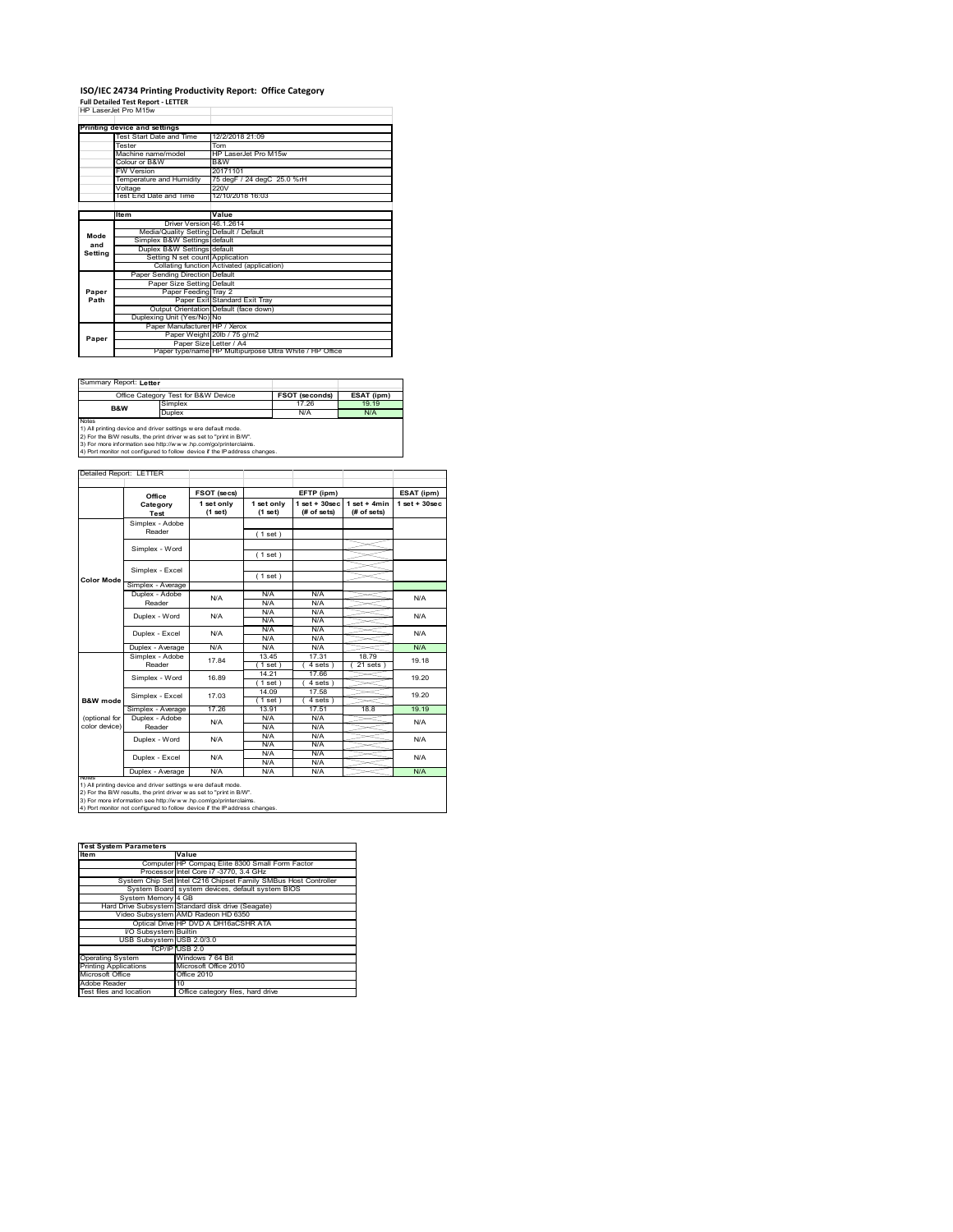# ISO/IEC 24734 Printing Productivity Report: Office Category

**Full Detailed Test Report - LETTER**

HP LaserJet Pro M15w

| Printing device and settings | |
|---|---|
| Test Start Date and Time | 12/2/2018 21:09 |
| Tester | Tom |
| Machine name/model | HP LaserJet Pro M15w |
| Colour or B&W | B&W |
| FW Version | 20171101 |
| Temperature and Humidity | 75 degF / 24 degC 25.0 %rH |
| Voltage | 220V |
| Test End Date and Time | 12/10/2018 16:03 |

| | Item | Value |
|---|---|---|
| Mode and Setting | Driver Version | 46.1.2614 |
| | Media/Quality Setting | Default / Default |
| | Simplex B&W Settings | default |
| | Duplex B&W Settings | default |
| | Setting N set count | Application |
| | Collating function | Activated (application) |
| Paper Path | Paper Sending Direction | Default |
| | Paper Size Setting | Default |
| | Paper Feeding | Tray 2 |
| | Paper Exit | Standard Exit Tray |
| | Output Orientation | Default (face down) |
| | Duplexing Unit (Yes/No) | No |
| Paper | Paper Manufacturer | HP / Xerox |
| | Paper Weight | 20lb / 75 g/m2 |
| | Paper Size | Letter / A4 |
| | Paper type/name | HP Multipurpose Ultra White / HP Office |

Summary Report: **Letter**

| Office Category Test for B&W Device | | FSOT (seconds) | ESAT (ipm) |
|---|---|---|---|
| B&W | Simplex | 17.26 | 19.19 |
| | Duplex | N/A | N/A |

Notes
1) All printing device and driver settings were default mode.
2) For the B/W results, the print driver was set to "print in B/W".
3) For more information see http://www.hp.com/go/printerclaims.
4) Port monitor not configured to follow device if the IP address changes.

Detailed Report: LETTER

| | Office Category Test | FSOT (secs) 1 set only (1 set) | EFTP (ipm) 1 set only (1 set) | EFTP (ipm) 1 set + 30sec (# of sets) | EFTP (ipm) 1 set + 4min (# of sets) | ESAT (ipm) 1 set + 30sec |
|---|---|---|---|---|---|---|
| Color Mode | Simplex - Adobe Reader | | (1 set) | | | |
| | Simplex - Word | | (1 set) | | | |
| | Simplex - Excel | | (1 set) | | | |
| | Simplex - Average | | | | | |
| | Duplex - Adobe Reader | N/A | N/A<br>N/A | N/A<br>N/A | | N/A |
| | Duplex - Word | N/A | N/A<br>N/A | N/A<br>N/A | | N/A |
| | Duplex - Excel | N/A | N/A<br>N/A | N/A<br>N/A | | N/A |
| | Duplex - Average | N/A | N/A | N/A | | N/A |
| B&W mode (optional for color device) | Simplex - Adobe Reader | 17.84 | 13.45<br>(1 set) | 17.31<br>(4 sets) | 18.79<br>(21 sets) | 19.18 |
| | Simplex - Word | 16.89 | 14.21<br>(1 set) | 17.66<br>(4 sets) | | 19.20 |
| | Simplex - Excel | 17.03 | 14.09<br>(1 set) | 17.58<br>(4 sets) | | 19.20 |
| | Simplex - Average | 17.26 | 13.91 | 17.51 | 18.8 | 19.19 |
| | Duplex - Adobe Reader | N/A | N/A<br>N/A | N/A<br>N/A | | N/A |
| | Duplex - Word | N/A | N/A<br>N/A | N/A<br>N/A | | N/A |
| | Duplex - Excel | N/A | N/A<br>N/A | N/A<br>N/A | | N/A |
| | Duplex - Average | N/A | N/A | N/A | | N/A |

Notes
1) All printing device and driver settings were default mode.
2) For the B/W results, the print driver was set to "print in B/W".
3) For more information see http://www.hp.com/go/printerclaims.
4) Port monitor not configured to follow device if the IP address changes.

| Test System Parameters | |
|---|---|
| **Item** | **Value** |
| Computer | HP Compaq Elite 8300 Small Form Factor |
| Processor | Intel Core i7 -3770, 3.4 GHz |
| System Chip Set | Intel C216 Chipset Family SMBus Host Controller |
| System Board | system devices, default system BIOS |
| System Memory | 4 GB |
| Hard Drive Subsystem | Standard disk drive (Seagate) |
| Video Subsystem | AMD Radeon HD 6350 |
| Optical Drive | HP DVD A DH16aCSHR ATA |
| I/O Subsystem | Builtin |
| USB Subsystem | USB 2.0/3.0 |
| TCP/IP | USB 2.0 |
| Operating System | Windows 7 64 Bit |
| Printing Applications | Microsoft Office 2010 |
| Microsoft Office | Office 2010 |
| Adobe Reader | 10 |
| Test files and location | Office category files, hard drive |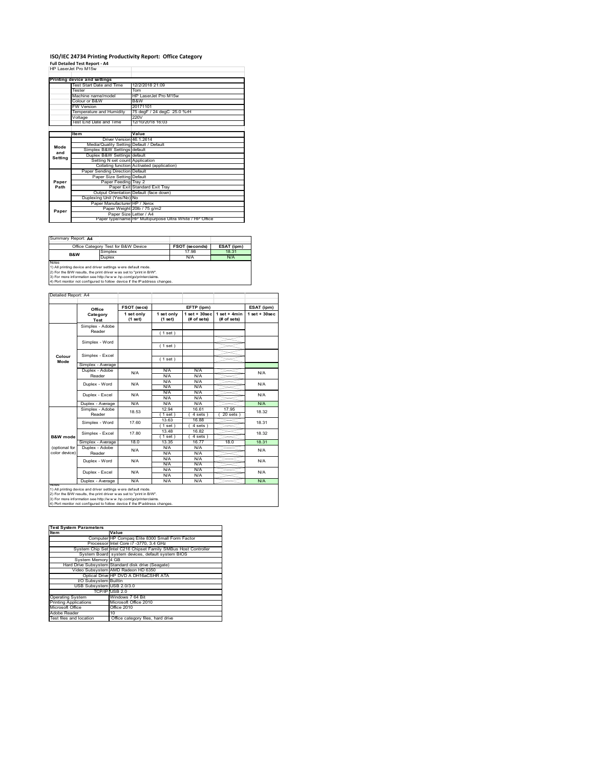# ISO/IEC 24734 Printing Productivity Report: Office Category

**Full Detailed Test Report - A4**

HP LaserJet Pro M15w

| Printing device and settings | |
|---|---|
| Test Start Date and Time | 12/2/2018 21:09 |
| Tester | Tom |
| Machine name/model | HP LaserJet Pro M15w |
| Colour or B&W | B&W |
| FW Version | 20171101 |
| Temperature and Humidity | 75 degF / 24 degC 25.0 %rH |
| Voltage | 220V |
| Test End Date and Time | 12/10/2018 16:03 |

| | Item | Value |
|---|---|---|
| Mode and Setting | Driver Version | 46.1.2614 |
| | Media/Quality Setting | Default / Default |
| | Simplex B&W Settings | default |
| | Duplex B&W Settings | default |
| | Setting N set count | Application |
| | Collating function | Activated (application) |
| Paper Path | Paper Sending Direction | Default |
| | Paper Size Setting | Default |
| | Paper Feeding | Tray 2 |
| | Paper Exit | Standard Exit Tray |
| | Output Orientation | Default (face down) |
| | Duplexing Unit (Yes/No) | No |
| Paper | Paper Manufacturer | HP / Xerox |
| | Paper Weight | 20lb / 75 g/m2 |
| | Paper Size | Letter / A4 |
| | Paper type/name | HP Multipurpose Ultra White / HP Office |

Summary Report: **A4**

| Office Category Test for B&W Device | | FSOT (seconds) | ESAT (ipm) |
|---|---|---|---|
| B&W | Simplex | 17.98 | 18.31 |
| | Duplex | N/A | N/A |

Notes
1) All printing device and driver settings were default mode.
2) For the B/W results, the print driver was set to "print in B/W".
3) For more information see http://www.hp.com/go/printerclaims.
4) Port monitor not configured to follow device if the IP address changes.

Detailed Report: A4

| | Office Category Test | FSOT (secs) 1 set only (1 set) | EFTP (ipm) 1 set only (1 set) | EFTP (ipm) 1 set + 30sec (# of sets) | EFTP (ipm) 1 set + 4min (# of sets) | ESAT (ipm) 1 set + 30sec |
|---|---|---|---|---|---|---|
| Colour Mode | Simplex - Adobe Reader | | (1 set) | | | |
| | Simplex - Word | | (1 set) | | | |
| | Simplex - Excel | | (1 set) | | | |
| | Simplex - Average | | | | | |
| | Duplex - Adobe Reader | N/A | N/A N/A | N/A N/A | | N/A |
| | Duplex - Word | N/A | N/A N/A | N/A N/A | | N/A |
| | Duplex - Excel | N/A | N/A N/A | N/A N/A | | N/A |
| | Duplex - Average | N/A | N/A | N/A | | N/A |
| B&W mode (optional for color device) | Simplex - Adobe Reader | 18.53 | 12.94 (1 set) | 16.61 (4 sets) | 17.95 (20 sets) | 18.32 |
| | Simplex - Word | 17.60 | 13.63 (1 set) | 16.88 (4 sets) | | 18.31 |
| | Simplex - Excel | 17.80 | 13.48 (1 set) | 16.82 (4 sets) | | 18.32 |
| | Simplex - Average | 18.0 | 13.35 | 16.77 | 18.0 | 18.31 |
| | Duplex - Adobe Reader | N/A | N/A N/A | N/A N/A | | N/A |
| | Duplex - Word | N/A | N/A N/A | N/A N/A | | N/A |
| | Duplex - Excel | N/A | N/A N/A | N/A N/A | | N/A |
| | Duplex - Average | N/A | N/A | N/A | | N/A |

Notes
1) All printing device and driver settings were default mode.
2) For the B/W results, the print driver was set to "print in B/W".
3) For more information see http://www.hp.com/go/printerclaims.
4) Port monitor not configured to follow device if the IP address changes.

| Test System Parameters | |
|---|---|
| **Item** | **Value** |
| Computer | HP Compaq Elite 8300 Small Form Factor |
| Processor | Intel Core i7 -3770, 3.4 GHz |
| System Chip Set | Intel C216 Chipset Family SMBus Host Controller |
| System Board | system devices, default system BIOS |
| System Memory | 4 GB |
| Hard Drive Subsystem | Standard disk drive (Seagate) |
| Video Subsystem | AMD Radeon HD 6350 |
| Optical Drive | HP DVD A DH16aCSHR ATA |
| I/O Subsystem | Builtin |
| USB Subsystem | USB 2.0/3.0 |
| TCP/IP | USB 2.0 |
| Operating System | Windows 7 64 Bit |
| Printing Applications | Microsoft Office 2010 |
| Microsoft Office | Office 2010 |
| Adobe Reader | 10 |
| Test files and location | Office category files, hard drive |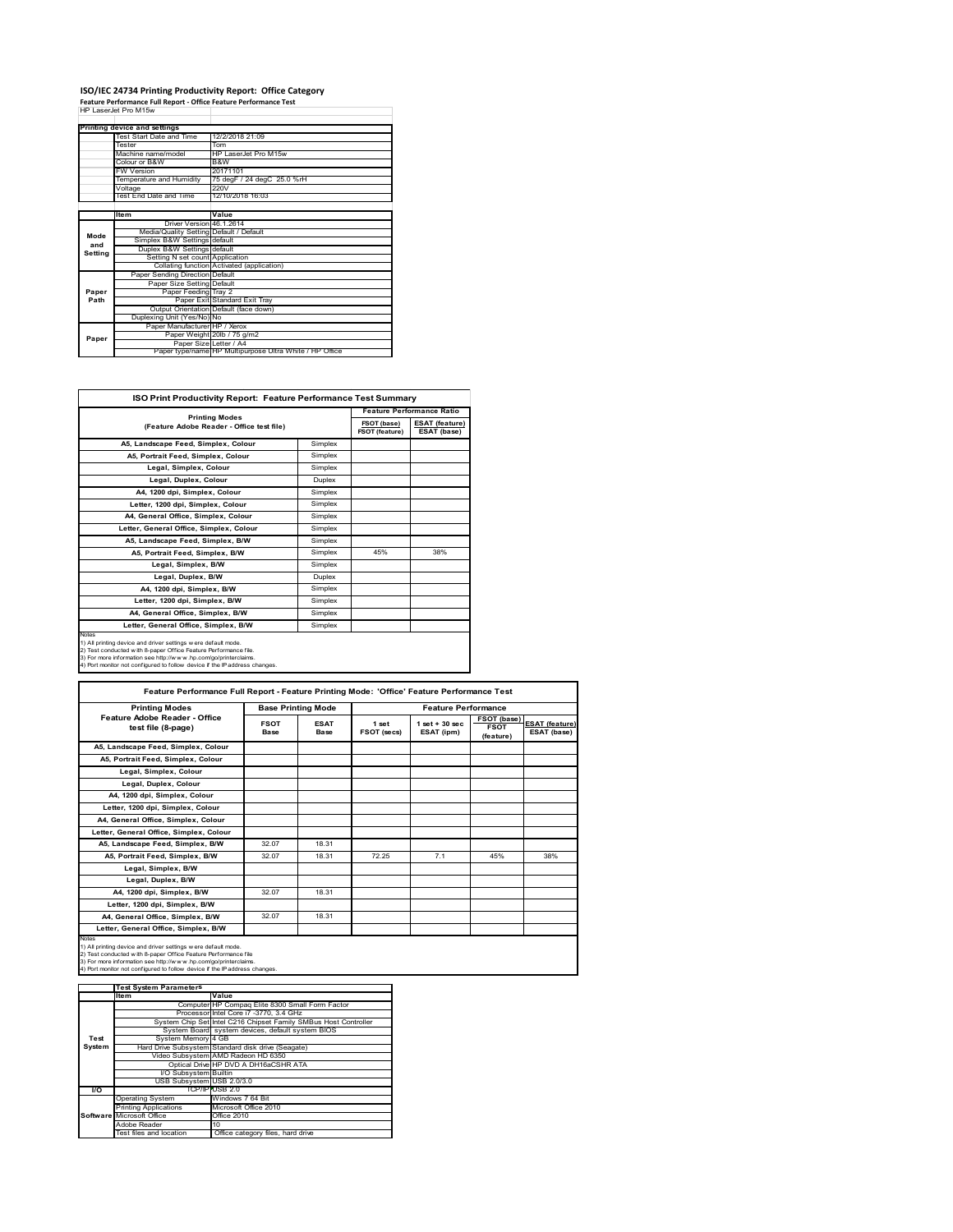# ISO/IEC 24734 Printing Productivity Report: Office Category

**Feature Performance Full Report - Office Feature Performance Test**

HP LaserJet Pro M15w

| | Printing device and settings | |
|---|---|---|
| | Test Start Date and Time | 12/2/2018 21:09 |
| | Tester | Tom |
| | Machine name/model | HP LaserJet Pro M15w |
| | Colour or B&W | B&W |
| | FW Version | 20171101 |
| | Temperature and Humidity | 75 degF / 24 degC 25.0 %rH |
| | Voltage | 220V |
| | Test End Date and Time | 12/10/2018 16:03 |

| | Item | Value |
|---|---|---|
| Mode and Setting | Driver Version | 46.1.2614 |
| | Media/Quality Setting | Default / Default |
| | Simplex B&W Settings | default |
| | Duplex B&W Settings | default |
| | Setting N set count | Application |
| | Collating function | Activated (application) |
| Paper Path | Paper Sending Direction | Default |
| | Paper Size Setting | Default |
| | Paper Feeding | Tray 2 |
| | Paper Exit | Standard Exit Tray |
| | Output Orientation | Default (face down) |
| | Duplexing Unit (Yes/No) | No |
| Paper | Paper Manufacturer | HP / Xerox |
| | Paper Weight | 20lb / 75 g/m2 |
| | Paper Size | Letter / A4 |
| | Paper type/name | HP Multipurpose Ultra White / HP Office |

## ISO Print Productivity Report: Feature Performance Test Summary

| Printing Modes (Feature Adobe Reader - Office test file) | | Feature Performance Ratio FSOT (base) / FSOT (feature) | ESAT (feature) / ESAT (base) |
|---|---|---|---|
| A5, Landscape Feed, Simplex, Colour | Simplex | | |
| A5, Portrait Feed, Simplex, Colour | Simplex | | |
| Legal, Simplex, Colour | Simplex | | |
| Legal, Duplex, Colour | Duplex | | |
| A4, 1200 dpi, Simplex, Colour | Simplex | | |
| Letter, 1200 dpi, Simplex, Colour | Simplex | | |
| A4, General Office, Simplex, Colour | Simplex | | |
| Letter, General Office, Simplex, Colour | Simplex | | |
| A5, Landscape Feed, Simplex, B/W | Simplex | | |
| A5, Portrait Feed, Simplex, B/W | Simplex | 45% | 38% |
| Legal, Simplex, B/W | Simplex | | |
| Legal, Duplex, B/W | Duplex | | |
| A4, 1200 dpi, Simplex, B/W | Simplex | | |
| Letter, 1200 dpi, Simplex, B/W | Simplex | | |
| A4, General Office, Simplex, B/W | Simplex | | |
| Letter, General Office, Simplex, B/W | Simplex | | |

Notes
1) All printing device and driver settings were default mode.
2) Test conducted with 8-paper Office Feature Performance file.
3) For more information see http://www.hp.com/go/printerclaims.
4) Port monitor not configured to follow device if the IP address changes.

## Feature Performance Full Report - Feature Printing Mode: 'Office' Feature Performance Test

| Printing Modes Feature Adobe Reader - Office test file (8-page) | Base Printing Mode FSOT Base | ESAT Base | Feature Performance 1 set FSOT (secs) | 1 set + 30 sec ESAT (ipm) | FSOT (base) / FSOT (feature) | ESAT (feature) / ESAT (base) |
|---|---|---|---|---|---|---|
| A5, Landscape Feed, Simplex, Colour | | | | | | |
| A5, Portrait Feed, Simplex, Colour | | | | | | |
| Legal, Simplex, Colour | | | | | | |
| Legal, Duplex, Colour | | | | | | |
| A4, 1200 dpi, Simplex, Colour | | | | | | |
| Letter, 1200 dpi, Simplex, Colour | | | | | | |
| A4, General Office, Simplex, Colour | | | | | | |
| Letter, General Office, Simplex, Colour | | | | | | |
| A5, Landscape Feed, Simplex, B/W | 32.07 | 18.31 | | | | |
| A5, Portrait Feed, Simplex, B/W | 32.07 | 18.31 | 72.25 | 7.1 | 45% | 38% |
| Legal, Simplex, B/W | | | | | | |
| Legal, Duplex, B/W | | | | | | |
| A4, 1200 dpi, Simplex, B/W | 32.07 | 18.31 | | | | |
| Letter, 1200 dpi, Simplex, B/W | | | | | | |
| A4, General Office, Simplex, B/W | 32.07 | 18.31 | | | | |
| Letter, General Office, Simplex, B/W | | | | | | |

Notes
1) All printing device and driver settings were default mode.
2) Test conducted with 8-paper Office Feature Performance file
3) For more information see http://www.hp.com/go/printerclaims.
4) Port monitor not configured to follow device if the IP address changes.

| | Test System Parameters | |
|---|---|---|
| | Item | Value |
| Test System | Computer | HP Compaq Elite 8300 Small Form Factor |
| | Processor | Intel Core i7 -3770, 3.4 GHz |
| | System Chip Set | Intel C216 Chipset Family SMBus Host Controller |
| | System Board | system devices, default system BIOS |
| | System Memory | 4 GB |
| | Hard Drive Subsystem | Standard disk drive (Seagate) |
| | Video Subsystem | AMD Radeon HD 6350 |
| | Optical Drive | HP DVD A DH16aCSHR ATA |
| | I/O Subsystem | Builtin |
| | USB Subsystem | USB 2.0/3.0 |
| I/O | TCP/IP | USB 2.0 |
| Software | Operating System | Windows 7 64 Bit |
| | Printing Applications | Microsoft Office 2010 |
| | Microsoft Office | Office 2010 |
| | Adobe Reader | 10 |
| | Test files and location | Office category files, hard drive |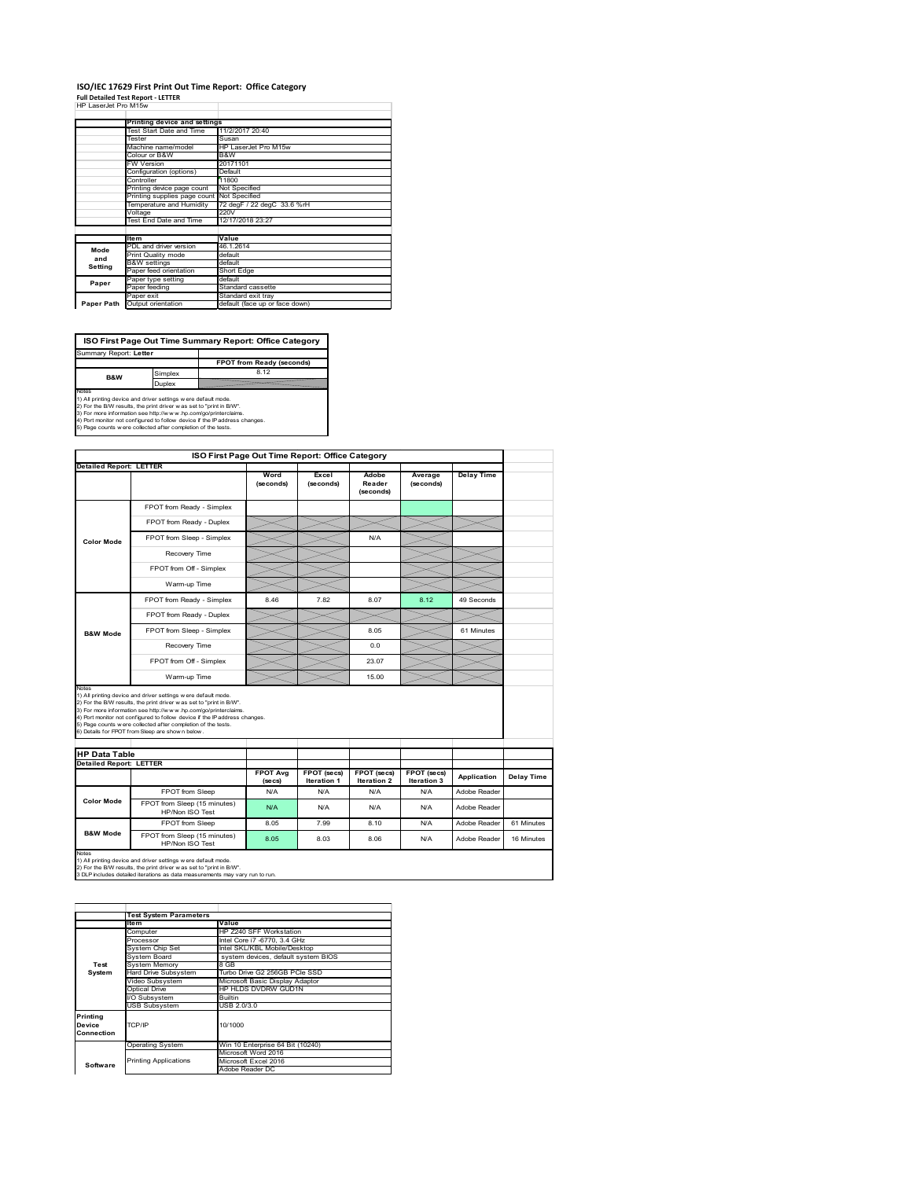# ISO/IEC 17629 First Print Out Time Report: Office Category

**Full Detailed Test Report - LETTER**

HP LaserJet Pro M15w

| | Printing device and settings | |
|---|---|---|
| | Test Start Date and Time | 11/2/2017 20:40 |
| | Tester | Susan |
| | Machine name/model | HP LaserJet Pro M15w |
| | Colour or B&W | B&W |
| | FW Version | 20171101 |
| | Configuration (options) | Default |
| | Controller | 11800 |
| | Printing device page count | Not Specified |
| | Printing supplies page count | Not Specified |
| | Temperature and Humidity | 72 degF / 22 degC 33.6 %rH |
| | Voltage | 220V |
| | Test End Date and Time | 12/17/2018 23:27 |

| | Item | Value |
|---|---|---|
| Mode and Setting | PDL and driver version | 46.1.2614 |
| | Print Quality mode | default |
| | B&W settings | default |
| | Paper feed orientation | Short Edge |
| Paper | Paper type setting | default |
| | Paper feeding | Standard cassette |
| | Paper exit | Standard exit tray |
| Paper Path | Output orientation | default (face up or face down) |

| ISO First Page Out Time Summary Report: Office Category | | |
|---|---|---|
| Summary Report: **Letter** | | |
| | | FPOT from Ready (seconds) |
| B&W | Simplex | 8.12 |
| | Duplex | |

Notes
1) All printing device and driver settings were default mode.
2) For the B/W results, the print driver was set to "print in B/W".
3) For more information see http://www.hp.com/go/printerclaims.
4) Port monitor not configured to follow device if the IP address changes.
5) Page counts were collected after completion of the tests.

**ISO First Page Out Time Report: Office Category**

| Detailed Report: LETTER | | Word (seconds) | Excel (seconds) | Adobe Reader (seconds) | Average (seconds) | Delay Time |
|---|---|---|---|---|---|---|
| Color Mode | FPOT from Ready - Simplex | | | | | |
| | FPOT from Ready - Duplex | | | | | |
| | FPOT from Sleep - Simplex | | | N/A | | |
| | Recovery Time | | | | | |
| | FPOT from Off - Simplex | | | | | |
| | Warm-up Time | | | | | |
| B&W Mode | FPOT from Ready - Simplex | 8.46 | 7.82 | 8.07 | 8.12 | 49 Seconds |
| | FPOT from Ready - Duplex | | | | | |
| | FPOT from Sleep - Simplex | | | 8.05 | | 61 Minutes |
| | Recovery Time | | | 0.0 | | |
| | FPOT from Off - Simplex | | | 23.07 | | |
| | Warm-up Time | | | 15.00 | | |

Notes
1) All printing device and driver settings were default mode.
2) For the B/W results, the print driver was set to "print in B/W".
3) For more information see http://www.hp.com/go/printerclaims.
4) Port monitor not configured to follow device if the IP address changes.
5) Page counts were collected after completion of the tests.
6) Details for FPOT from Sleep are shown below.

**HP Data Table**

| Detailed Report: LETTER | | FPOT Avg (secs) | FPOT (secs) Iteration 1 | FPOT (secs) Iteration 2 | FPOT (secs) Iteration 3 | Application | Delay Time |
|---|---|---|---|---|---|---|---|
| Color Mode | FPOT from Sleep | N/A | N/A | N/A | N/A | Adobe Reader | |
| | FPOT from Sleep (15 minutes) HP/Non ISO Test | N/A | N/A | N/A | N/A | Adobe Reader | |
| B&W Mode | FPOT from Sleep | 8.05 | 7.99 | 8.10 | N/A | Adobe Reader | 61 Minutes |
| | FPOT from Sleep (15 minutes) HP/Non ISO Test | 8.05 | 8.03 | 8.06 | N/A | Adobe Reader | 16 Minutes |

Notes
1) All printing device and driver settings were default mode.
2) For the B/W results, the print driver was set to "print in B/W".
3 DLP includes detailed iterations as data measurements may vary run to run.

| | Test System Parameters | |
|---|---|---|
| | Item | Value |
| Test System | Computer | HP Z240 SFF Workstation |
| | Processor | Intel Core i7 -6770, 3.4 GHz |
| | System Chip Set | Intel SKL/KBL Mobile/Desktop |
| | System Board | system devices, default system BIOS |
| | System Memory | 8 GB |
| | Hard Drive Subsystem | Turbo Drive G2 256GB PCIe SSD |
| | Video Subsystem | Microsoft Basic Display Adaptor |
| | Optical Drive | HP HLDS DVDRW GUD1N |
| | I/O Subsystem | Builtin |
| | USB Subsystem | USB 2.0/3.0 |
| Printing Device Connection | TCP/IP | 10/1000 |
| Software | Operating System | Win 10 Enterprise 64 Bit (10240) |
| | Printing Applications | Microsoft Word 2016 |
| | | Microsoft Excel 2016 |
| | | Adobe Reader DC |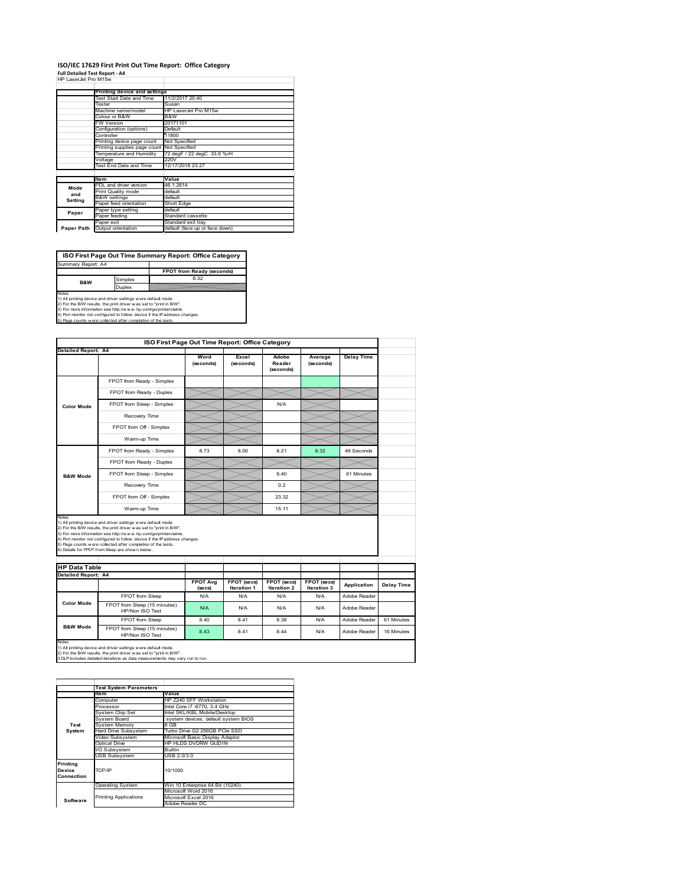# ISO/IEC 17629 First Print Out Time Report: Office Category

**Full Detailed Test Report - A4**

HP LaserJet Pro M15w

| | | |
|---|---|---|
| | **Printing device and settings** | |
| | Test Start Date and Time | 11/2/2017 20:40 |
| | Tester | Susan |
| | Machine name/model | HP LaserJet Pro M15w |
| | Colour or B&W | B&W |
| | FW Version | 20171101 |
| | Configuration (options) | Default |
| | Controller | 11800 |
| | Printing device page count | Not Specified |
| | Printing supplies page count | Not Specified |
| | Temperature and Humidity | 72 degF / 22 degC 33.6 %rH |
| | Voltage | 220V |
| | Test End Date and Time | 12/17/2018 23:27 |

| | | |
|---|---|---|
| | **Item** | **Value** |
| Mode and Setting | PDL and driver version | 46.1.2614 |
| | Print Quality mode | default |
| | B&W settings | default |
| | Paper feed orientation | Short Edge |
| Paper | Paper type setting | default |
| | Paper feeding | Standard cassette |
| | Paper exit | Standard exit tray |
| Paper Path | Output orientation | default (face up or face down) |

## ISO First Page Out Time Summary Report: Office Category

| Summary Report: A4 | | |
|---|---|---|
| | | **FPOT from Ready (seconds)** |
| **B&W** | Simplex | 8.32 |
| | Duplex | |

Notes
1) All printing device and driver settings were default mode.
2) For the B/W results, the print driver was set to "print in B/W".
3) For more information see http://www.hp.com/go/printerclaims.
4) Port monitor not configured to follow device if the IP address changes.
5) Page counts were collected after completion of the tests.

## ISO First Page Out Time Report: Office Category

| Detailed Report: A4 | | Word (seconds) | Excel (seconds) | Adobe Reader (seconds) | Average (seconds) | Delay Time |
|---|---|---|---|---|---|---|
| Color Mode | FPOT from Ready - Simplex | | | | | |
| | FPOT from Ready - Duplex | | | | | |
| | FPOT from Sleep - Simplex | | | N/A | | |
| | Recovery Time | | | | | |
| | FPOT from Off - Simplex | | | | | |
| | Warm-up Time | | | | | |
| B&W Mode | FPOT from Ready - Simplex | 8.73 | 8.00 | 8.21 | 8.32 | 49 Seconds |
| | FPOT from Ready - Duplex | | | | | |
| | FPOT from Sleep - Simplex | | | 8.40 | | 61 Minutes |
| | Recovery Time | | | 0.2 | | |
| | FPOT from Off - Simplex | | | 23.32 | | |
| | Warm-up Time | | | 15.11 | | |

Notes
1) All printing device and driver settings were default mode.
2) For the B/W results, the print driver was set to "print in B/W".
3) For more information see http://www.hp.com/go/printerclaims.
4) Port monitor not configured to follow device if the IP address changes.
5) Page counts were collected after completion of the tests.
6) Details for FPOT from Sleep are shown below.

## HP Data Table

| Detailed Report: A4 | | FPOT Avg (secs) | FPOT (secs) Iteration 1 | FPOT (secs) Iteration 2 | FPOT (secs) Iteration 3 | Application | Delay Time |
|---|---|---|---|---|---|---|---|
| Color Mode | FPOT from Sleep | N/A | N/A | N/A | N/A | Adobe Reader | |
| | FPOT from Sleep (15 minutes) HP/Non ISO Test | N/A | N/A | N/A | N/A | Adobe Reader | |
| B&W Mode | FPOT from Sleep | 8.40 | 8.41 | 8.38 | N/A | Adobe Reader | 61 Minutes |
| | FPOT from Sleep (15 minutes) HP/Non ISO Test | 8.43 | 8.41 | 8.44 | N/A | Adobe Reader | 16 Minutes |

Notes
1) All printing device and driver settings were default mode.
2) For the B/W results, the print driver was set to "print in B/W".
3 DLP includes detailed iterations as data measurements may vary run to run.

| | | |
|---|---|---|
| | **Test System Parameters** | |
| | **Item** | **Value** |
| Test System | Computer | HP Z240 SFF Workstation |
| | Processor | Intel Core i7 -6770, 3.4 GHz |
| | System Chip Set | Intel SKL/KBL Mobile/Desktop |
| | System Board | system devices, default system BIOS |
| | System Memory | 8 GB |
| | Hard Drive Subsystem | Turbo Drive G2 256GB PCIe SSD |
| | Video Subsystem | Microsoft Basic Display Adaptor |
| | Optical Drive | HP HLDS DVDRW GUD1N |
| | I/O Subsystem | Builtin |
| | USB Subsystem | USB 2.0/3.0 |
| Printing Device Connection | TCP/IP | 10/1000 |
| Software | Operating System | Win 10 Enterprise 64 Bit (10240) |
| | Printing Applications | Microsoft Word 2016 |
| | | Microsoft Excel 2016 |
| | | Adobe Reader DC |